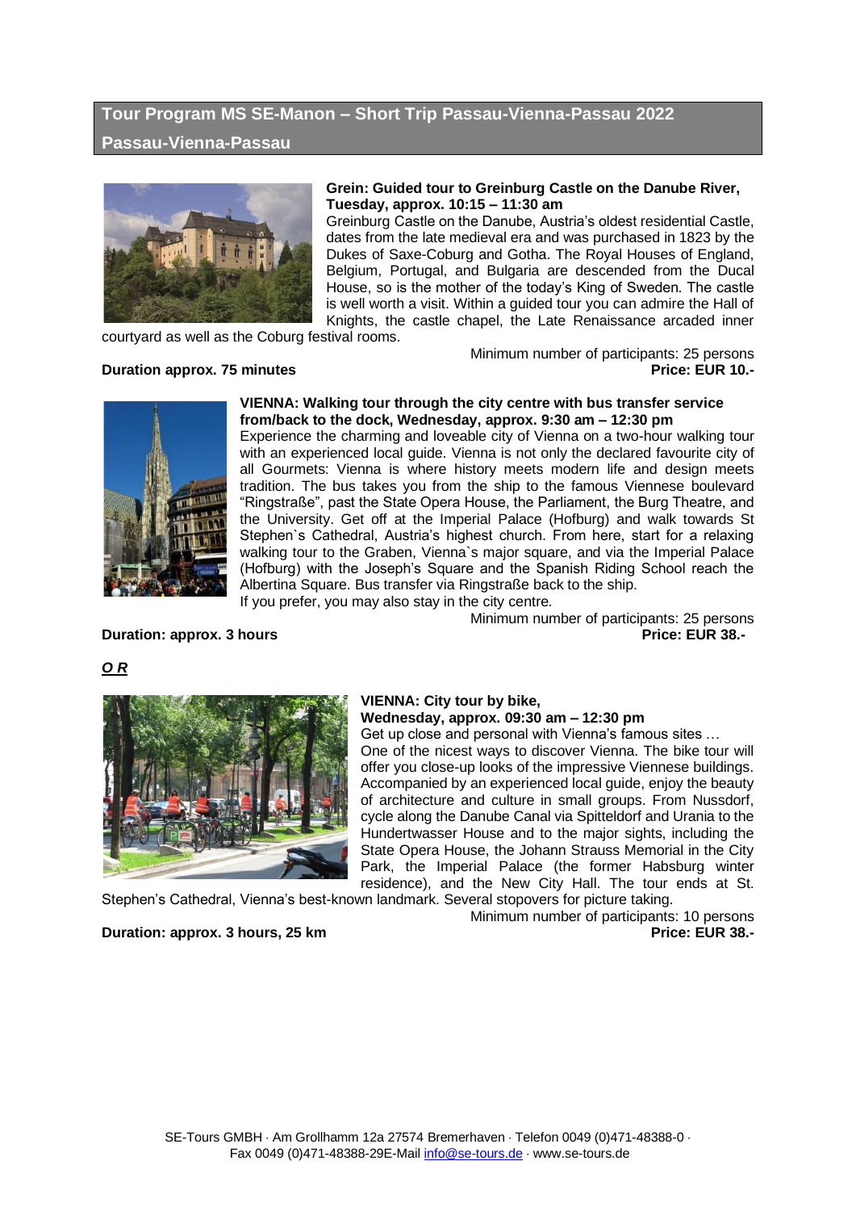# Tour Program MS SE-Manon – Short Trip Passau-Vienna-Passau 2022

## Passau-Vienna-Passau

**Grein: Guided tour to Greinburg Castle on the Danube River, Tuesday, approx. 10:15 – 11:30 am**

Greinburg Castle on the Danube, Austria's oldest residential Castle, dates from the late medieval era and was purchased in 1823 by the Dukes of Saxe-Coburg and Gotha. The Royal Houses of England, Belgium, Portugal, and Bulgaria are descended from the Ducal House, so is the mother of the today's King of Sweden. The castle is well worth a visit. Within a guided tour you can admire the Hall of Knights, the castle chapel, the Late Renaissance arcaded inner courtyard as well as the Coburg festival rooms.

Minimum number of participants: 25 persons

**Duration approx. 75 minutes** **Price: EUR 10.-**

**VIENNA: Walking tour through the city centre with bus transfer service from/back to the dock, Wednesday, approx. 9:30 am – 12:30 pm**

Experience the charming and loveable city of Vienna on a two-hour walking tour with an experienced local guide. Vienna is not only the declared favourite city of all Gourmets: Vienna is where history meets modern life and design meets tradition. The bus takes you from the ship to the famous Viennese boulevard "Ringstraße", past the State Opera House, the Parliament, the Burg Theatre, and the University. Get off at the Imperial Palace (Hofburg) and walk towards St Stephen`s Cathedral, Austria's highest church. From here, start for a relaxing walking tour to the Graben, Vienna`s major square, and via the Imperial Palace (Hofburg) with the Joseph's Square and the Spanish Riding School reach the Albertina Square. Bus transfer via Ringstraße back to the ship.
If you prefer, you may also stay in the city centre.

Minimum number of participants: 25 persons

**Duration: approx. 3 hours** **Price: EUR 38.-**

***O R***

**VIENNA: City tour by bike,**
**Wednesday, approx. 09:30 am – 12:30 pm**

Get up close and personal with Vienna's famous sites …
One of the nicest ways to discover Vienna. The bike tour will offer you close-up looks of the impressive Viennese buildings. Accompanied by an experienced local guide, enjoy the beauty of architecture and culture in small groups. From Nussdorf, cycle along the Danube Canal via Spitteldorf and Urania to the Hundertwasser House and to the major sights, including the State Opera House, the Johann Strauss Memorial in the City Park, the Imperial Palace (the former Habsburg winter residence), and the New City Hall. The tour ends at St. Stephen's Cathedral, Vienna's best-known landmark. Several stopovers for picture taking.

Minimum number of participants: 10 persons

**Duration: approx. 3 hours, 25 km** **Price: EUR 38.-**

SE-Tours GMBH · Am Grollhamm 12a 27574 Bremerhaven · Telefon 0049 (0)471-48388-0 · Fax 0049 (0)471-48388-29E-Mail info@se-tours.de · www.se-tours.de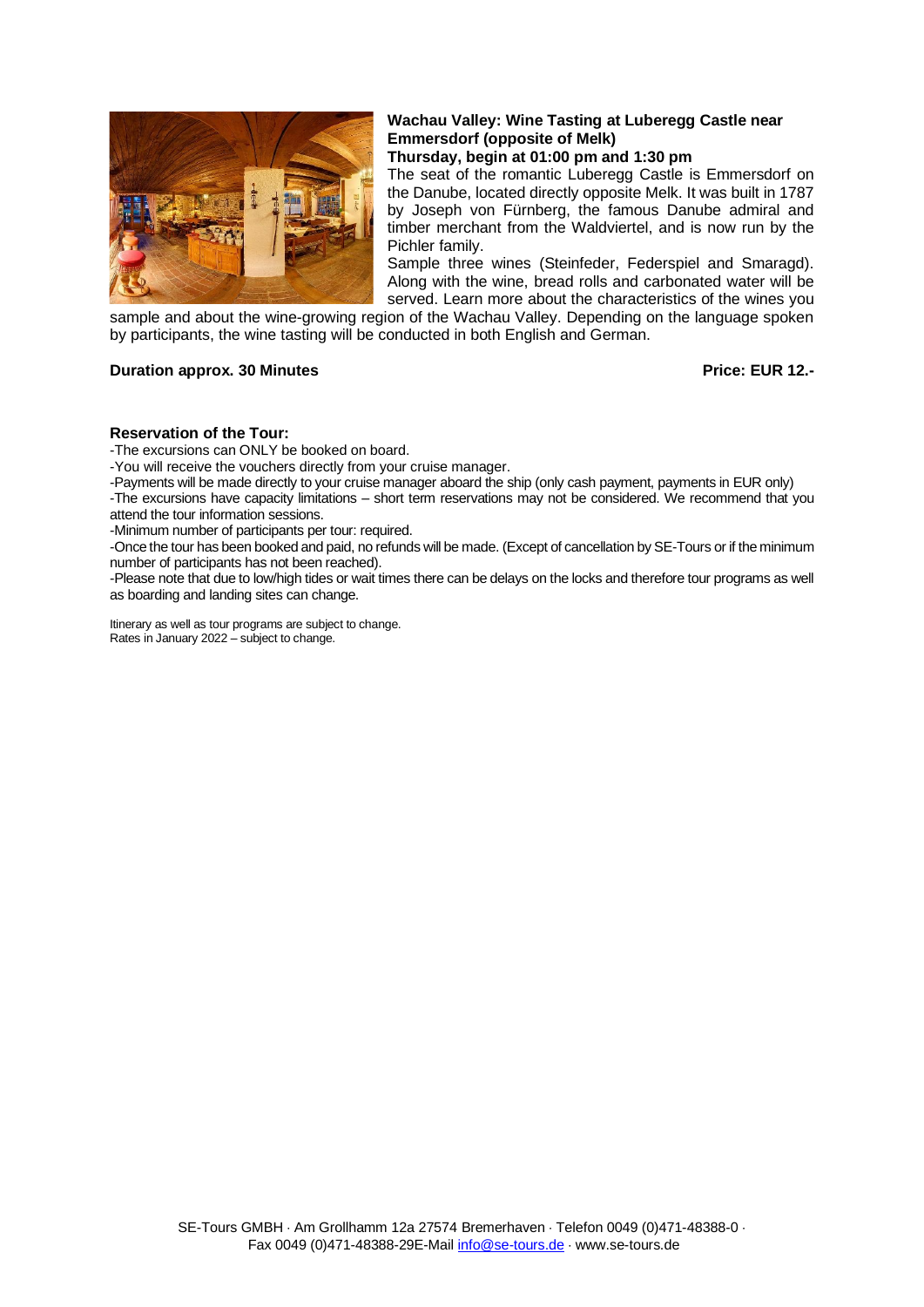**Wachau Valley: Wine Tasting at Luberegg Castle near Emmersdorf (opposite of Melk)**
**Thursday, begin at 01:00 pm and 1:30 pm**

The seat of the romantic Luberegg Castle is Emmersdorf on the Danube, located directly opposite Melk. It was built in 1787 by Joseph von Fürnberg, the famous Danube admiral and timber merchant from the Waldviertel, and is now run by the Pichler family.

Sample three wines (Steinfeder, Federspiel and Smaragd). Along with the wine, bread rolls and carbonated water will be served. Learn more about the characteristics of the wines you sample and about the wine-growing region of the Wachau Valley. Depending on the language spoken by participants, the wine tasting will be conducted in both English and German.

**Duration approx. 30 Minutes** **Price: EUR 12.-**

**Reservation of the Tour:**

-The excursions can ONLY be booked on board.
-You will receive the vouchers directly from your cruise manager.
-Payments will be made directly to your cruise manager aboard the ship (only cash payment, payments in EUR only)
-The excursions have capacity limitations – short term reservations may not be considered. We recommend that you attend the tour information sessions.
-Minimum number of participants per tour: required.
-Once the tour has been booked and paid, no refunds will be made. (Except of cancellation by SE-Tours or if the minimum number of participants has not been reached).
-Please note that due to low/high tides or wait times there can be delays on the locks and therefore tour programs as well as boarding and landing sites can change.

Itinerary as well as tour programs are subject to change.
Rates in January 2022 – subject to change.

SE-Tours GMBH · Am Grollhamm 12a 27574 Bremerhaven · Telefon 0049 (0)471-48388-0 · Fax 0049 (0)471-48388-29E-Mail info@se-tours.de · www.se-tours.de